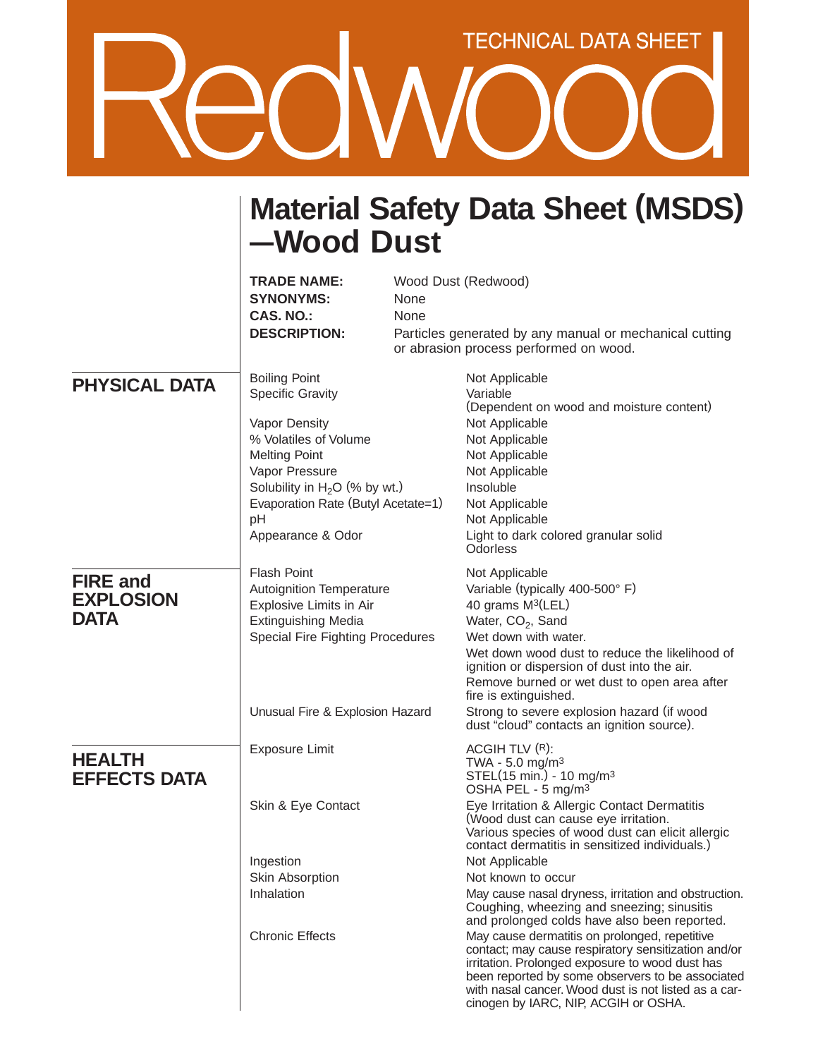Redwood

TECHNICAL DATA SHEET

# Material Safety Data Sheet (MSDS) —Wood Dust

**TRADE NAME:** Wood Dust (Redwood)
**SYNONYMS:** None
**CAS. NO.:** None
**DESCRIPTION:** Particles generated by any manual or mechanical cutting or abrasion process performed on wood.

## PHYSICAL DATA

| | |
|---|---|
| Boiling Point | Not Applicable |
| Specific Gravity | Variable (Dependent on wood and moisture content) |
| Vapor Density | Not Applicable |
| % Volatiles of Volume | Not Applicable |
| Melting Point | Not Applicable |
| Vapor Pressure | Not Applicable |
| Solubility in $H_2O$ (% by wt.) | Insoluble |
| Evaporation Rate (Butyl Acetate=1) | Not Applicable |
| pH | Not Applicable |
| Appearance & Odor | Light to dark colored granular solid Odorless |

## FIRE and EXPLOSION DATA

| | |
|---|---|
| Flash Point | Not Applicable |
| Autoignition Temperature | Variable (typically 400-500° F) |
| Explosive Limits in Air | 40 grams $M^3$(LEL) |
| Extinguishing Media | Water, $CO_2$, Sand |
| Special Fire Fighting Procedures | Wet down with water. Wet down wood dust to reduce the likelihood of ignition or dispersion of dust into the air. Remove burned or wet dust to open area after fire is extinguished. |
| Unusual Fire & Explosion Hazard | Strong to severe explosion hazard (if wood dust "cloud" contacts an ignition source). |

## HEALTH EFFECTS DATA

| | |
|---|---|
| Exposure Limit | ACGIH TLV (R): TWA - 5.0 mg/$m^3$ STEL(15 min.) - 10 mg/$m^3$ OSHA PEL - 5 mg/$m^3$ |
| Skin & Eye Contact | Eye Irritation & Allergic Contact Dermatitis (Wood dust can cause eye irritation. Various species of wood dust can elicit allergic contact dermatitis in sensitized individuals.) |
| Ingestion | Not Applicable |
| Skin Absorption | Not known to occur |
| Inhalation | May cause nasal dryness, irritation and obstruction. Coughing, wheezing and sneezing; sinusitis and prolonged colds have also been reported. |
| Chronic Effects | May cause dermatitis on prolonged, repetitive contact; may cause respiratory sensitization and/or irritation. Prolonged exposure to wood dust has been reported by some observers to be associated with nasal cancer. Wood dust is not listed as a carcinogen by IARC, NIP, ACGIH or OSHA. |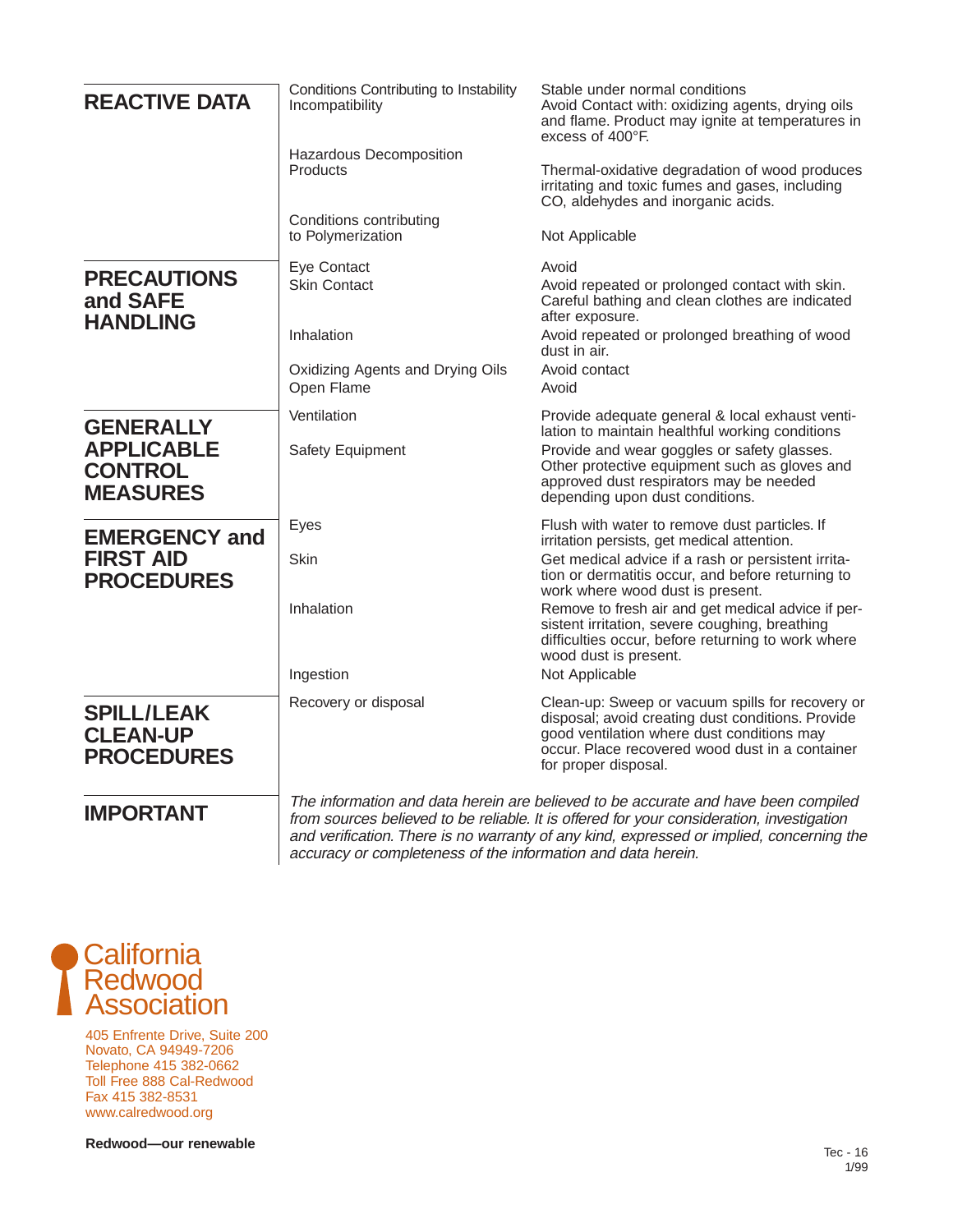| | | |
|---|---|---|
| **REACTIVE DATA** | Conditions Contributing to Instability | Stable under normal conditions |
| | Incompatibility | Avoid Contact with: oxidizing agents, drying oils and flame. Product may ignite at temperatures in excess of 400°F. |
| | Hazardous Decomposition Products | Thermal-oxidative degradation of wood produces irritating and toxic fumes and gases, including CO, aldehydes and inorganic acids. |
| | Conditions contributing to Polymerization | Not Applicable |
| **PRECAUTIONS and SAFE HANDLING** | Eye Contact | Avoid |
| | Skin Contact | Avoid repeated or prolonged contact with skin. Careful bathing and clean clothes are indicated after exposure. |
| | Inhalation | Avoid repeated or prolonged breathing of wood dust in air. |
| | Oxidizing Agents and Drying Oils | Avoid contact |
| | Open Flame | Avoid |
| **GENERALLY APPLICABLE CONTROL MEASURES** | Ventilation | Provide adequate general & local exhaust ventilation to maintain healthful working conditions |
| | Safety Equipment | Provide and wear goggles or safety glasses. Other protective equipment such as gloves and approved dust respirators may be needed depending upon dust conditions. |
| **EMERGENCY and FIRST AID PROCEDURES** | Eyes | Flush with water to remove dust particles. If irritation persists, get medical attention. |
| | Skin | Get medical advice if a rash or persistent irritation or dermatitis occur, and before returning to work where wood dust is present. |
| | Inhalation | Remove to fresh air and get medical advice if persistent irritation, severe coughing, breathing difficulties occur, before returning to work where wood dust is present. |
| | Ingestion | Not Applicable |
| **SPILL/LEAK CLEAN-UP PROCEDURES** | Recovery or disposal | Clean-up: Sweep or vacuum spills for recovery or disposal; avoid creating dust conditions. Provide good ventilation where dust conditions may occur. Place recovered wood dust in a container for proper disposal. |

**IMPORTANT**

*The information and data herein are believed to be accurate and have been compiled from sources believed to be reliable. It is offered for your consideration, investigation and verification. There is no warranty of any kind, expressed or implied, concerning the accuracy or completeness of the information and data herein.*

California Redwood Association

405 Enfrente Drive, Suite 200
Novato, CA 94949-7206
Telephone 415 382-0662
Toll Free 888 Cal-Redwood
Fax 415 382-8531
www.calredwood.org

**Redwood—our renewable**

Tec - 16
1/99